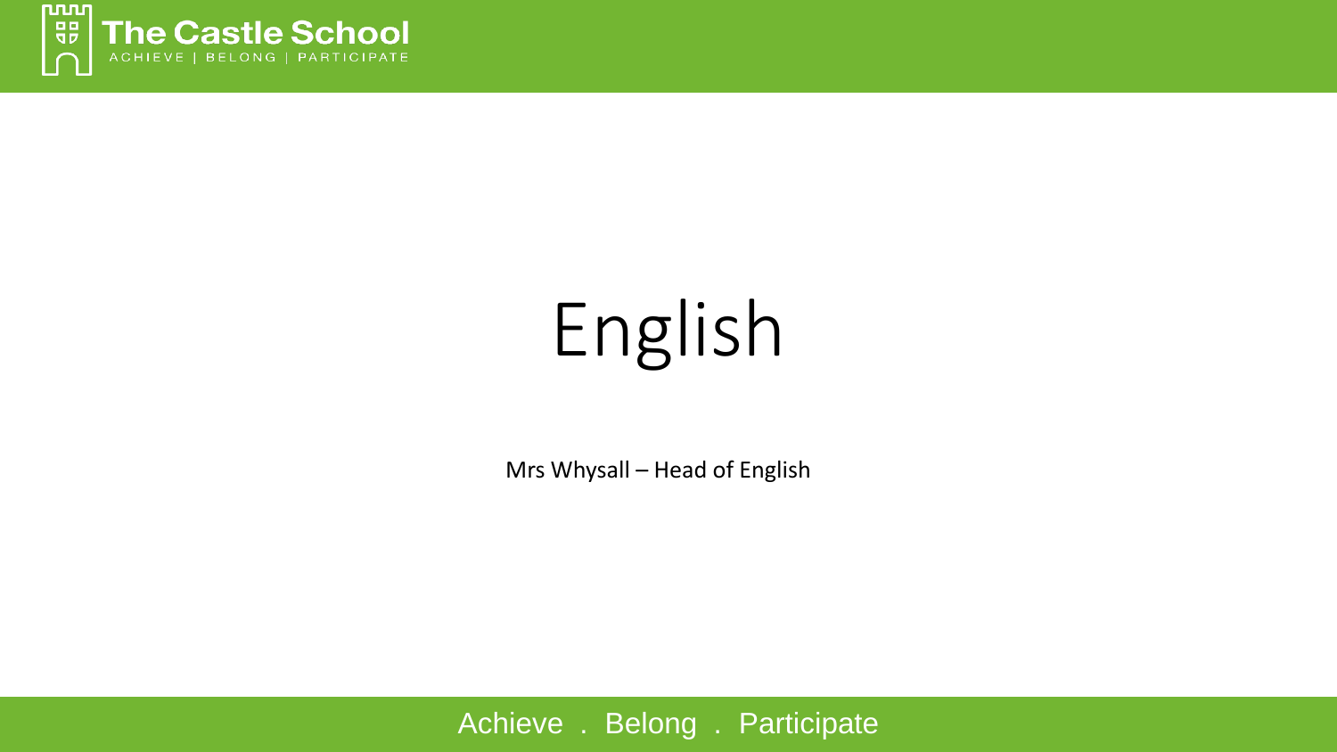# English

Mrs Whysall – Head of English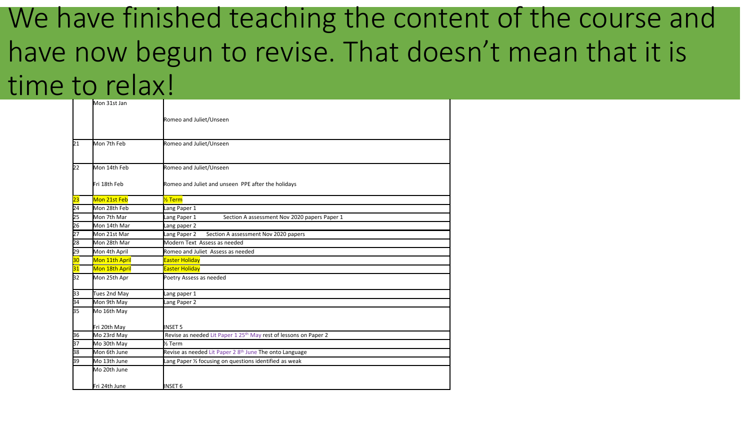# We have finished teaching the content of the course and have now begun to revise. That doesn't mean that it is time to relax!

| | | |
|---|---|---|
| | Mon 31st Jan | Romeo and Juliet/Unseen |
| 21 | Mon 7th Feb | Romeo and Juliet/Unseen |
| 22 | Mon 14th Feb<br>Fri 18th Feb | Romeo and Juliet/Unseen<br>Romeo and Juliet and unseen PPE after the holidays |
| 23 | Mon 21st Feb | ½ Term |
| 24 | Mon 28th Feb | Lang Paper 1 |
| 25 | Mon 7th Mar | Lang Paper 1 Section A assessment Nov 2020 papers Paper 1 |
| 26 | Mon 14th Mar | Lang paper 2 |
| 27 | Mon 21st Mar | Lang Paper 2 Section A assessment Nov 2020 papers |
| 28 | Mon 28th Mar | Modern Text Assess as needed |
| 29 | Mon 4th April | Romeo and Juliet Assess as needed |
| 30 | Mon 11th April | Easter Holiday |
| 31 | Mon 18th April | Easter Holiday |
| 32 | Mon 25th Apr | Poetry Assess as needed |
| 33 | Tues 2nd May | Lang paper 1 |
| 34 | Mon 9th May | Lang Paper 2 |
| 35 | Mo 16th May<br>Fri 20th May | INSET 5 |
| 36 | Mo 23rd May | Revise as needed Lit Paper 1 25th May rest of lessons on Paper 2 |
| 37 | Mo 30th May | ½ Term |
| 38 | Mon 6th June | Revise as needed Lit Paper 2 8th June The onto Language |
| 39 | Mo 13th June | Lang Paper ½ focusing on questions identified as weak |
| | Mo 20th June<br>Fri 24th June | INSET 6 |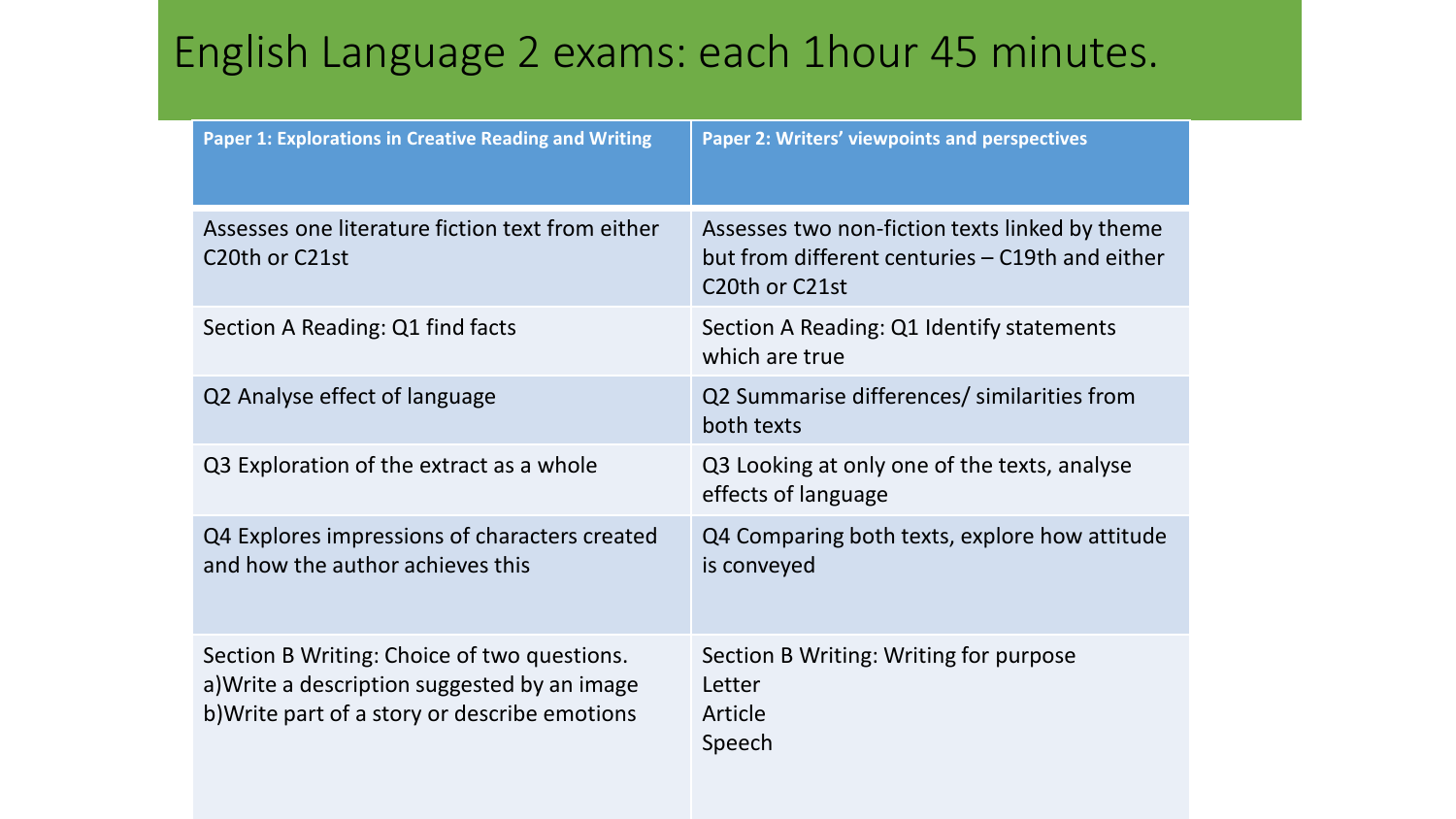# English Language 2 exams: each 1hour 45 minutes.

| Paper 1: Explorations in Creative Reading and Writing | Paper 2: Writers' viewpoints and perspectives |
|---|---|
| Assesses one literature fiction text from either C20th or C21st | Assesses two non-fiction texts linked by theme but from different centuries – C19th and either C20th or C21st |
| Section A Reading: Q1 find facts | Section A Reading: Q1 Identify statements which are true |
| Q2 Analyse effect of language | Q2 Summarise differences/ similarities from both texts |
| Q3 Exploration of the extract as a whole | Q3 Looking at only one of the texts, analyse effects of language |
| Q4 Explores impressions of characters created and how the author achieves this | Q4 Comparing both texts, explore how attitude is conveyed |
| Section B Writing: Choice of two questions.<br>a)Write a description suggested by an image<br>b)Write part of a story or describe emotions | Section B Writing: Writing for purpose<br>Letter<br>Article<br>Speech |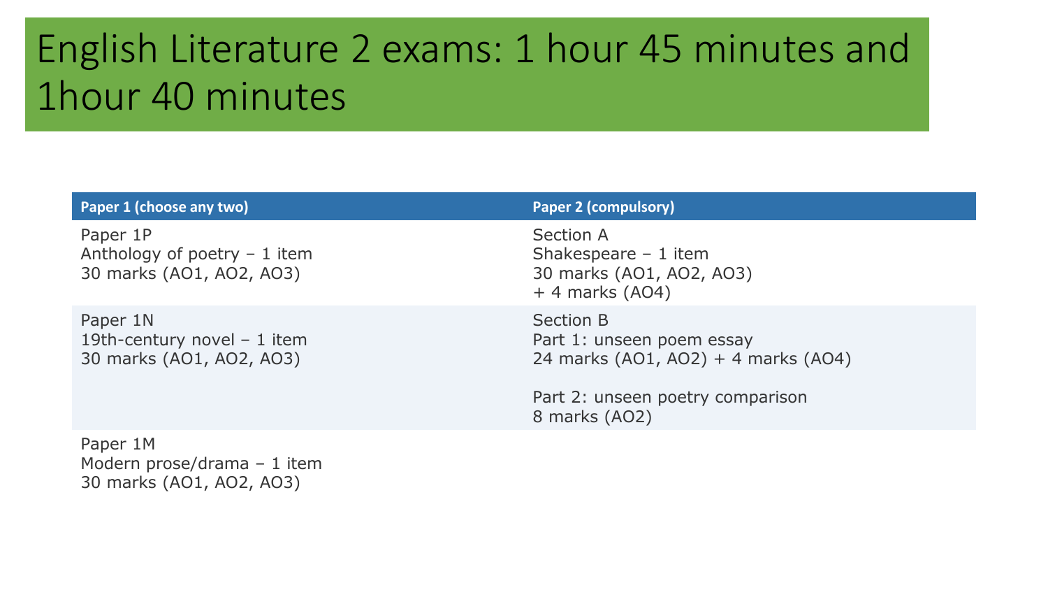# English Literature 2 exams: 1 hour 45 minutes and 1hour 40 minutes

| Paper 1 (choose any two) | Paper 2 (compulsory) |
| --- | --- |
| Paper 1P<br>Anthology of poetry – 1 item<br>30 marks (AO1, AO2, AO3) | Section A<br>Shakespeare – 1 item<br>30 marks (AO1, AO2, AO3)<br>+ 4 marks (AO4) |
| Paper 1N<br>19th-century novel – 1 item<br>30 marks (AO1, AO2, AO3) | Section B<br>Part 1: unseen poem essay<br>24 marks (AO1, AO2) + 4 marks (AO4)<br><br>Part 2: unseen poetry comparison<br>8 marks (AO2) |
| Paper 1M<br>Modern prose/drama – 1 item<br>30 marks (AO1, AO2, AO3) | |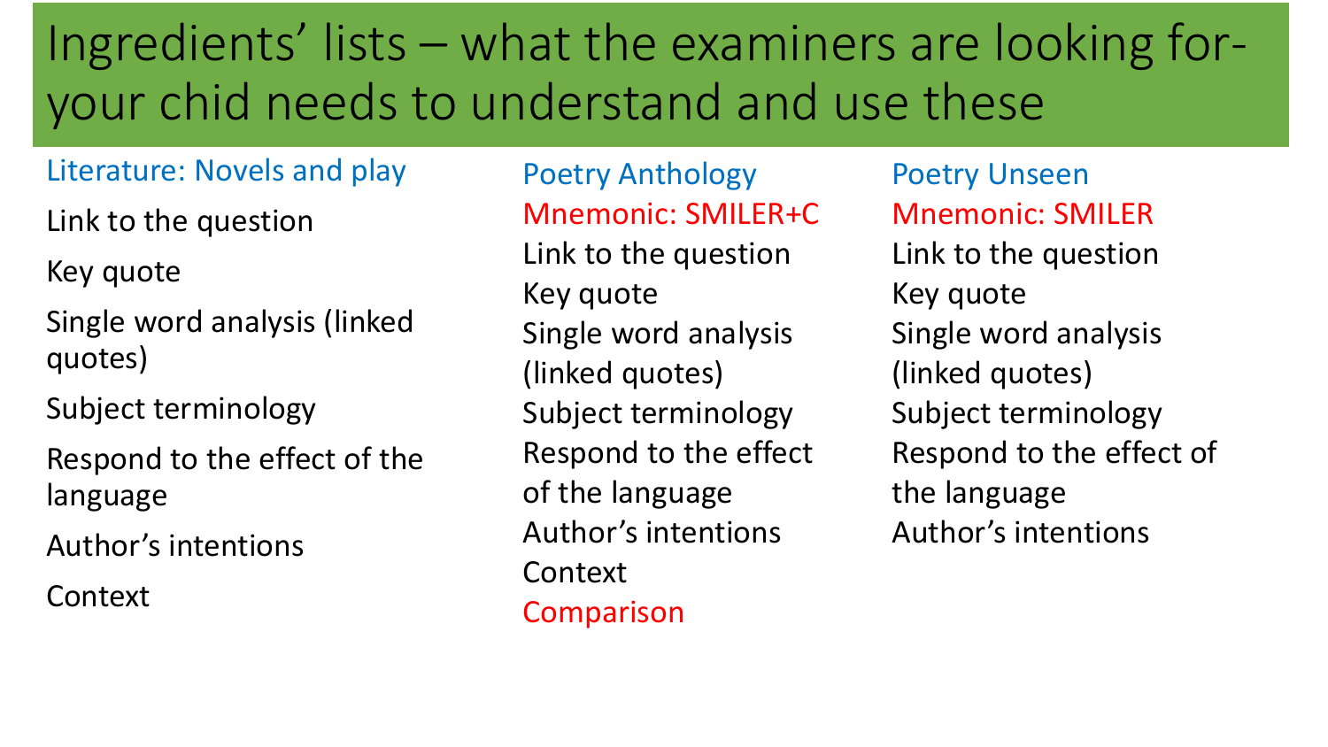# Ingredients' lists – what the examiners are looking for- your chid needs to understand and use these

## Literature: Novels and play

Link to the question

Key quote

Single word analysis (linked quotes)

Subject terminology

Respond to the effect of the language

Author's intentions

Context

## Poetry Anthology

Mnemonic: SMILER+C

Link to the question
Key quote
Single word analysis (linked quotes)
Subject terminology
Respond to the effect of the language
Author's intentions
Context
Comparison

## Poetry Unseen

Mnemonic: SMILER

Link to the question
Key quote
Single word analysis (linked quotes)
Subject terminology
Respond to the effect of the language
Author's intentions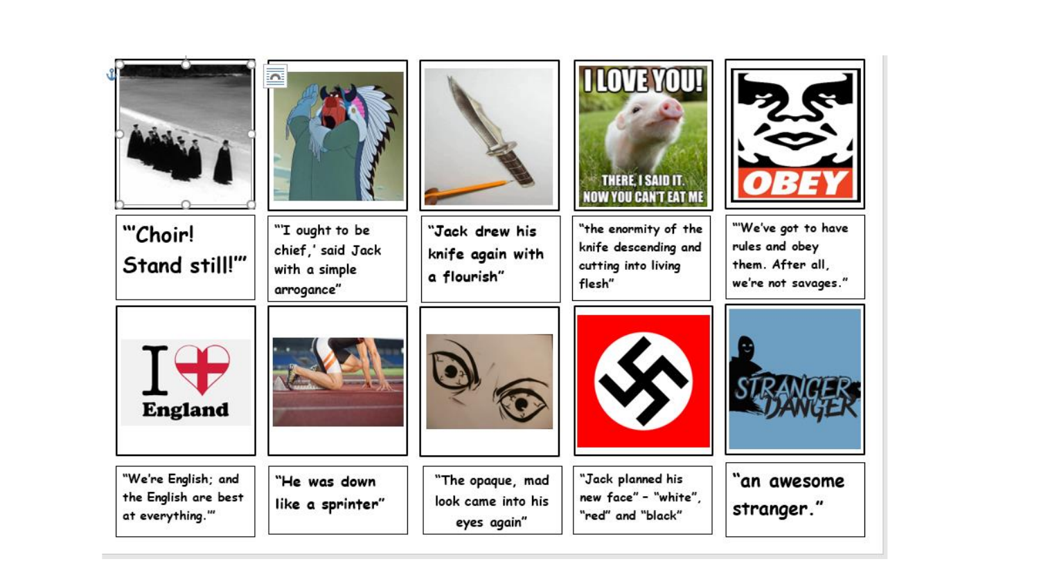| | | | | |
|---|---|---|---|---|
| "'Choir! Stand still!'" | "'I ought to be chief,' said Jack with a simple arrogance" | "Jack drew his knife again with a flourish" | "the enormity of the knife descending and cutting into living flesh" | "'We've got to have rules and obey them. After all, we're not savages.'" |
| "We're English; and the English are best at everything.'" | "He was down like a sprinter" | "The opaque, mad look came into his eyes again" | "Jack planned his new face" – "white", "red" and "black" | "an awesome stranger." |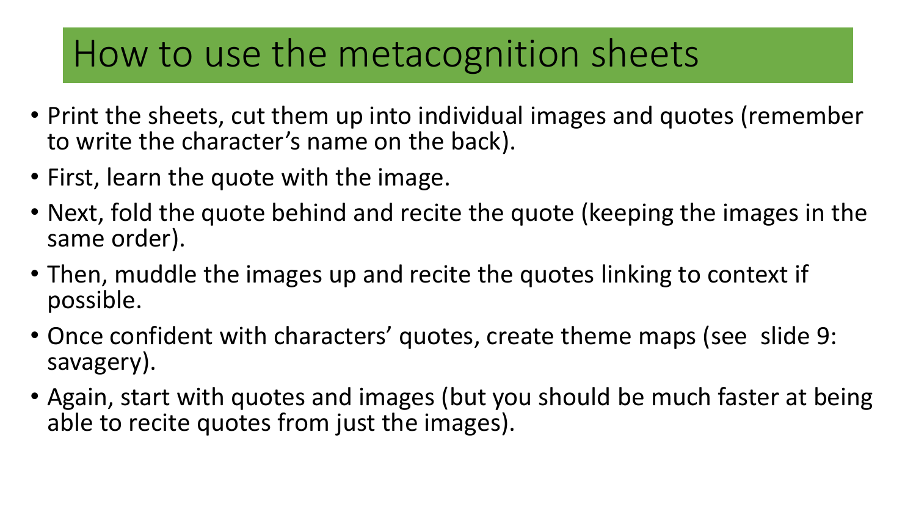# How to use the metacognition sheets

- Print the sheets, cut them up into individual images and quotes (remember to write the character's name on the back).
- First, learn the quote with the image.
- Next, fold the quote behind and recite the quote (keeping the images in the same order).
- Then, muddle the images up and recite the quotes linking to context if possible.
- Once confident with characters' quotes, create theme maps (see slide 9: savagery).
- Again, start with quotes and images (but you should be much faster at being able to recite quotes from just the images).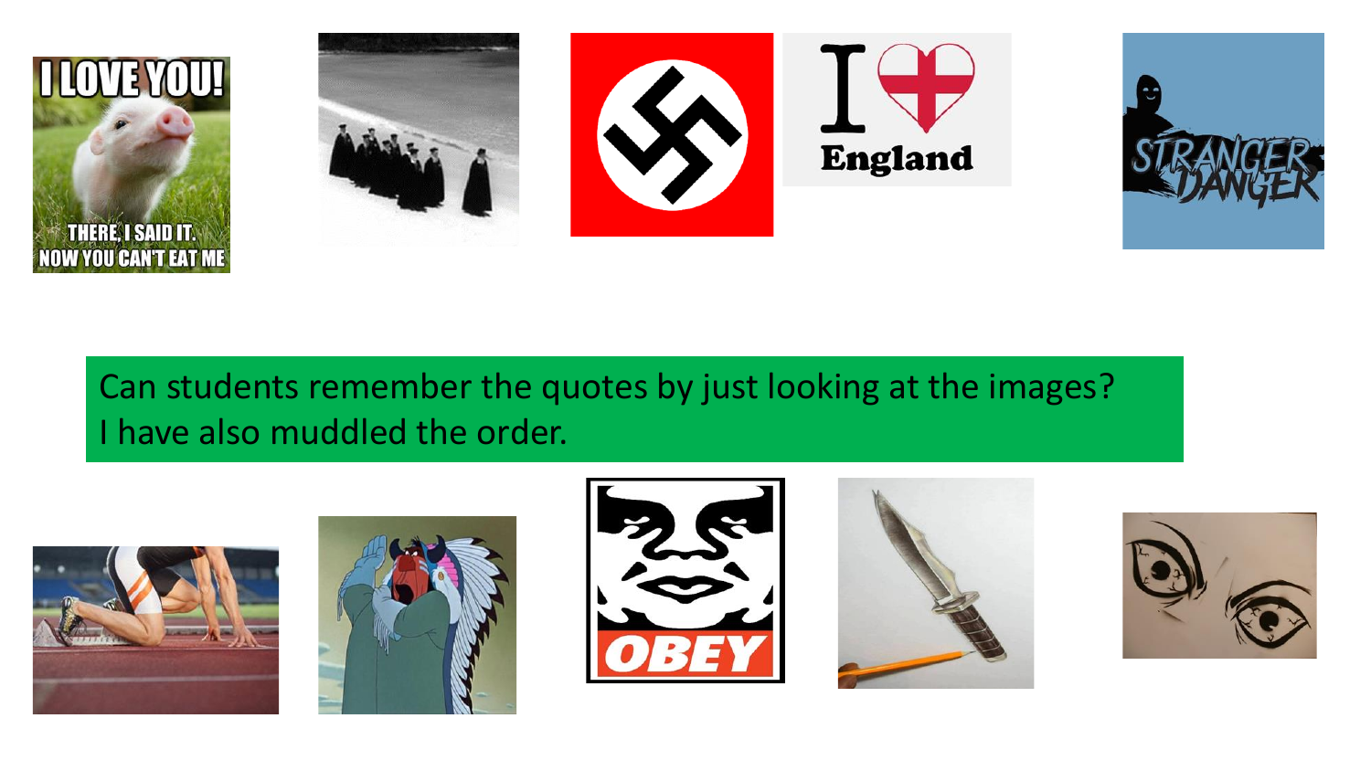Can students remember the quotes by just looking at the images?
I have also muddled the order.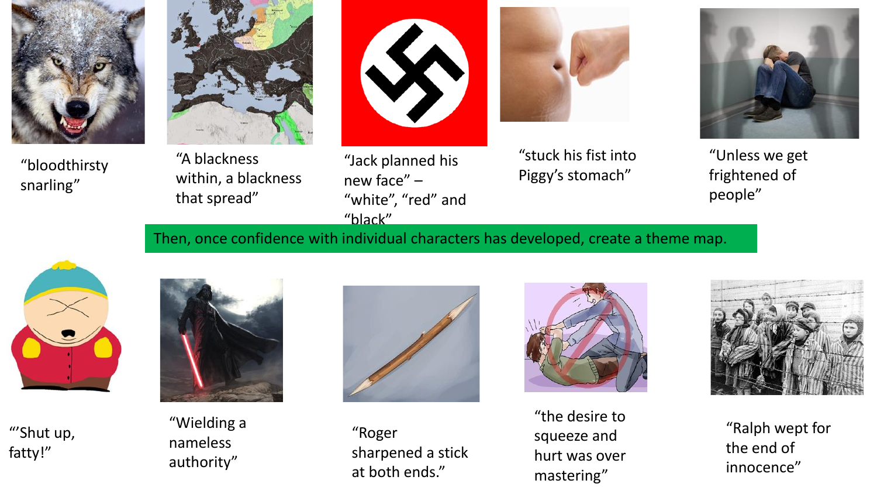"bloodthirsty snarling"

"A blackness within, a blackness that spread"

"Jack planned his new face" – "white", "red" and "black"

"stuck his fist into Piggy's stomach"

"Unless we get frightened of people"

Then, once confidence with individual characters has developed, create a theme map.

"'Shut up, fatty!"

"Wielding a nameless authority"

"Roger sharpened a stick at both ends."

"the desire to squeeze and hurt was over mastering"

"Ralph wept for the end of innocence"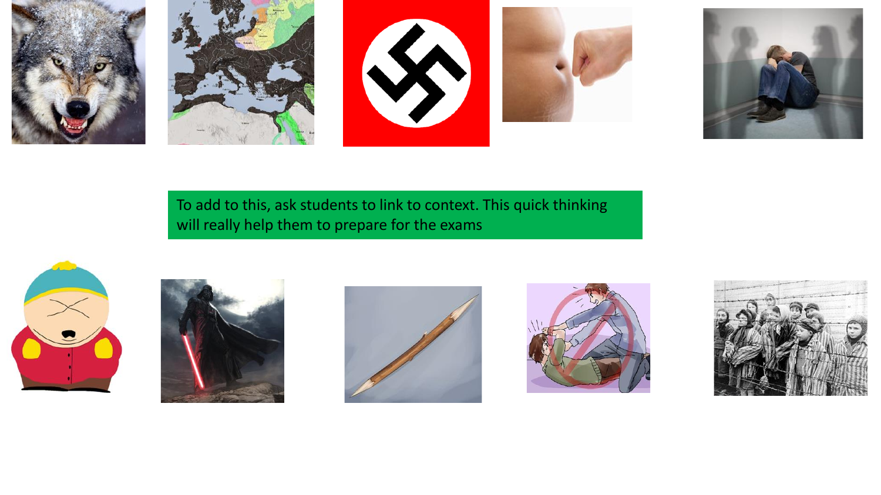To add to this, ask students to link to context. This quick thinking will really help them to prepare for the exams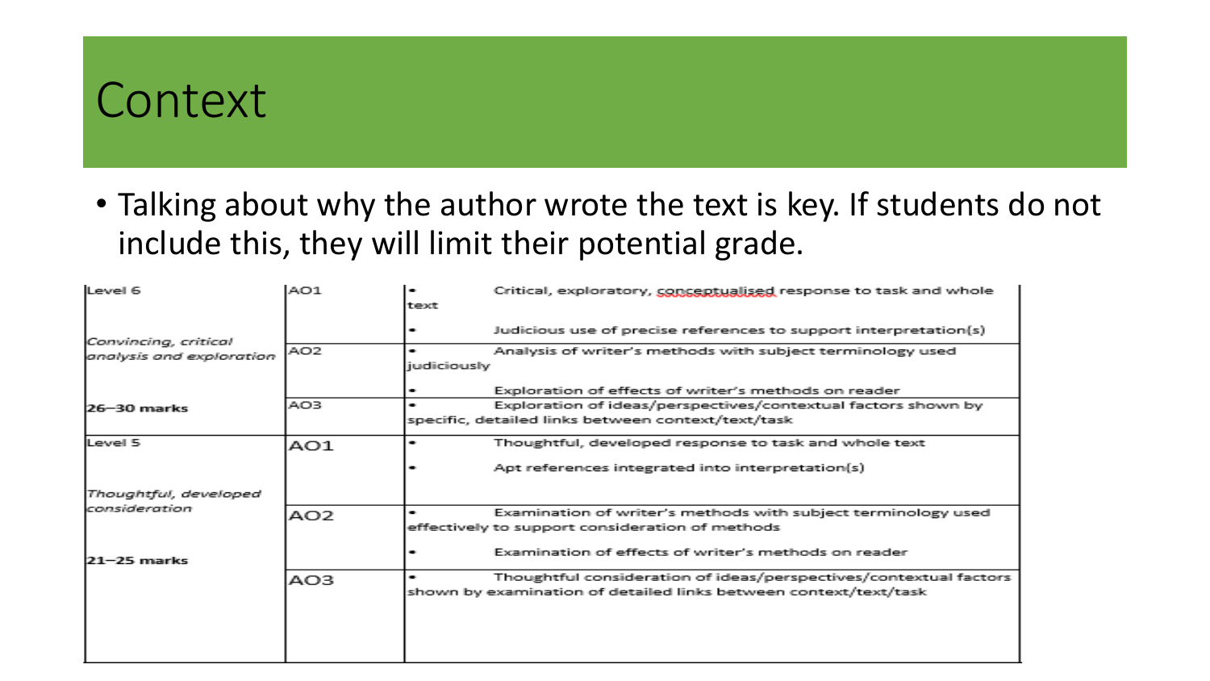# Context

- Talking about why the author wrote the text is key. If students do not include this, they will limit their potential grade.

| Level 6<br><br>*Convincing, critical analysis and exploration*<br><br>**26–30 marks** | AO1 | • Critical, exploratory, conceptualised response to task and whole text<br>• Judicious use of precise references to support interpretation(s) |
|---|---|---|
| | AO2 | • Analysis of writer's methods with subject terminology used judiciously<br>• Exploration of effects of writer's methods on reader |
| | AO3 | • Exploration of ideas/perspectives/contextual factors shown by specific, detailed links between context/text/task |
| Level 5<br><br>*Thoughtful, developed consideration*<br><br>**21–25 marks** | AO1 | • Thoughtful, developed response to task and whole text<br>• Apt references integrated into interpretation(s) |
| | AO2 | • Examination of writer's methods with subject terminology used effectively to support consideration of methods<br>• Examination of effects of writer's methods on reader |
| | AO3 | • Thoughtful consideration of ideas/perspectives/contextual factors shown by examination of detailed links between context/text/task |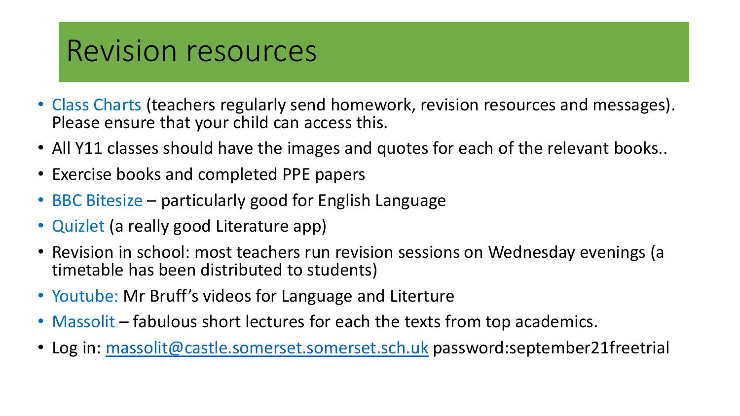# Revision resources

- Class Charts (teachers regularly send homework, revision resources and messages). Please ensure that your child can access this.
- All Y11 classes should have the images and quotes for each of the relevant books..
- Exercise books and completed PPE papers
- BBC Bitesize – particularly good for English Language
- Quizlet (a really good Literature app)
- Revision in school: most teachers run revision sessions on Wednesday evenings (a timetable has been distributed to students)
- Youtube: Mr Bruff's videos for Language and Literture
- Massolit – fabulous short lectures for each the texts from top academics.
- Log in: massolit@castle.somerset.somerset.sch.uk password:september21freetrial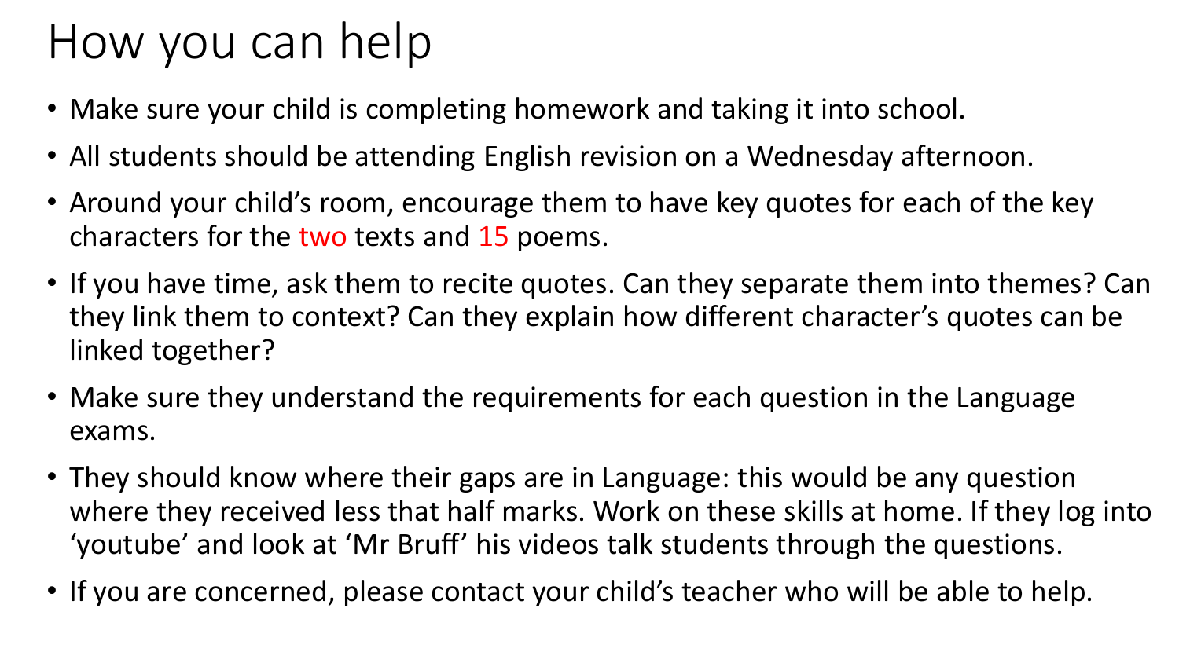# How you can help

- Make sure your child is completing homework and taking it into school.
- All students should be attending English revision on a Wednesday afternoon.
- Around your child's room, encourage them to have key quotes for each of the key characters for the two texts and 15 poems.
- If you have time, ask them to recite quotes. Can they separate them into themes? Can they link them to context? Can they explain how different character's quotes can be linked together?
- Make sure they understand the requirements for each question in the Language exams.
- They should know where their gaps are in Language: this would be any question where they received less that half marks. Work on these skills at home. If they log into 'youtube' and look at 'Mr Bruff' his videos talk students through the questions.
- If you are concerned, please contact your child's teacher who will be able to help.